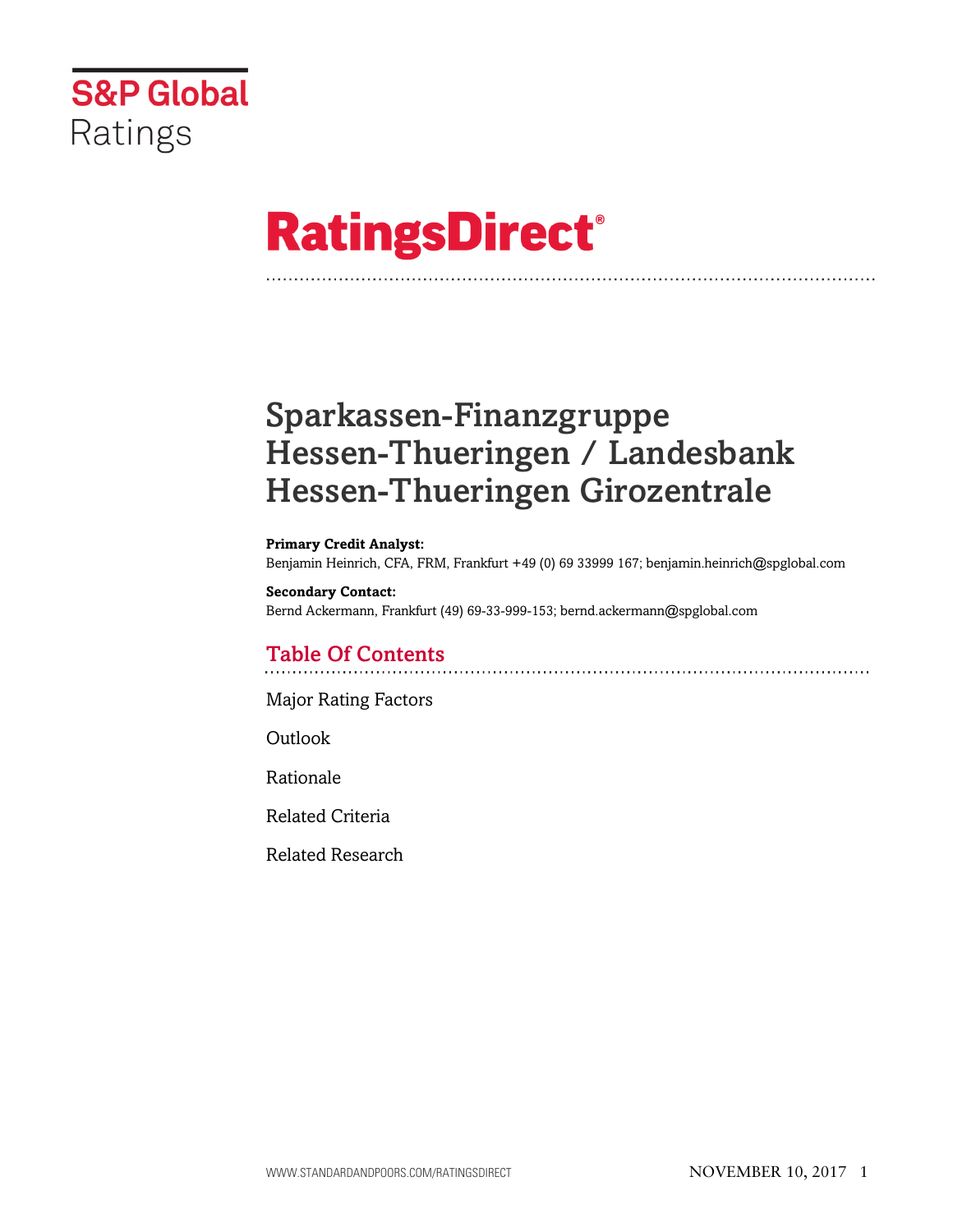S&P Global
Ratings

# RatingsDirect®

# Sparkassen-Finanzgruppe Hessen-Thueringen / Landesbank Hessen-Thueringen Girozentrale

**Primary Credit Analyst:**
Benjamin Heinrich, CFA, FRM, Frankfurt +49 (0) 69 33999 167; benjamin.heinrich@spglobal.com

**Secondary Contact:**
Bernd Ackermann, Frankfurt (49) 69-33-999-153; bernd.ackermann@spglobal.com

## Table Of Contents

Major Rating Factors

Outlook

Rationale

Related Criteria

Related Research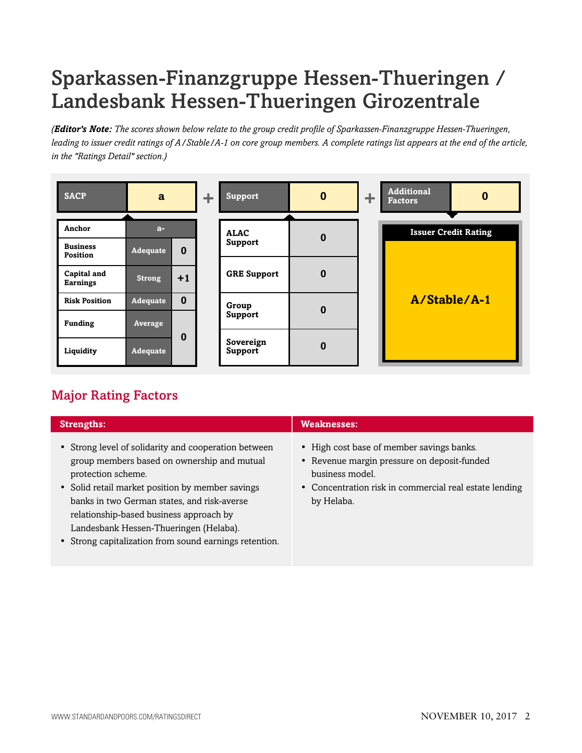# Sparkassen-Finanzgruppe Hessen-Thueringen / Landesbank Hessen-Thueringen Girozentrale

*(**Editor's Note:** The scores shown below relate to the group credit profile of Sparkassen-Finanzgruppe Hessen-Thueringen, leading to issuer credit ratings of A/Stable/A-1 on core group members. A complete ratings list appears at the end of the article, in the "Ratings Detail" section.)*

| SACP | a |
|---|---|
| Anchor | a- |
| Business Position | Adequate (0) |
| Capital and Earnings | Strong (+1) |
| Risk Position | Adequate (0) |
| Funding | Average (0) |
| Liquidity | Adequate (0) |

\+

| Support | 0 |
|---|---|
| ALAC Support | 0 |
| GRE Support | 0 |
| Group Support | 0 |
| Sovereign Support | 0 |

\+

| Additional Factors | 0 |
|---|---|

| Issuer Credit Rating |
|---|
| A/Stable/A-1 |

## Major Rating Factors

| Strengths: | Weaknesses: |
|---|---|
| • Strong level of solidarity and cooperation between group members based on ownership and mutual protection scheme.<br>• Solid retail market position by member savings banks in two German states, and risk-averse relationship-based business approach by Landesbank Hessen-Thueringen (Helaba).<br>• Strong capitalization from sound earnings retention. | • High cost base of member savings banks.<br>• Revenue margin pressure on deposit-funded business model.<br>• Concentration risk in commercial real estate lending by Helaba. |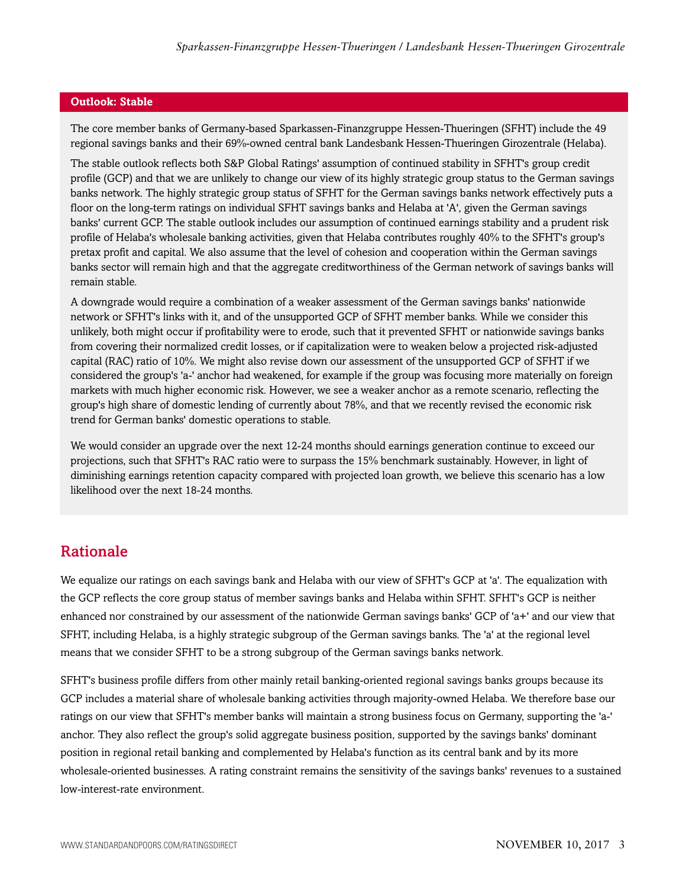## Outlook: Stable

The core member banks of Germany-based Sparkassen-Finanzgruppe Hessen-Thueringen (SFHT) include the 49 regional savings banks and their 69%-owned central bank Landesbank Hessen-Thueringen Girozentrale (Helaba).

The stable outlook reflects both S&P Global Ratings' assumption of continued stability in SFHT's group credit profile (GCP) and that we are unlikely to change our view of its highly strategic group status to the German savings banks network. The highly strategic group status of SFHT for the German savings banks network effectively puts a floor on the long-term ratings on individual SFHT savings banks and Helaba at 'A', given the German savings banks' current GCP. The stable outlook includes our assumption of continued earnings stability and a prudent risk profile of Helaba's wholesale banking activities, given that Helaba contributes roughly 40% to the SFHT's group's pretax profit and capital. We also assume that the level of cohesion and cooperation within the German savings banks sector will remain high and that the aggregate creditworthiness of the German network of savings banks will remain stable.

A downgrade would require a combination of a weaker assessment of the German savings banks' nationwide network or SFHT's links with it, and of the unsupported GCP of SFHT member banks. While we consider this unlikely, both might occur if profitability were to erode, such that it prevented SFHT or nationwide savings banks from covering their normalized credit losses, or if capitalization were to weaken below a projected risk-adjusted capital (RAC) ratio of 10%. We might also revise down our assessment of the unsupported GCP of SFHT if we considered the group's 'a-' anchor had weakened, for example if the group was focusing more materially on foreign markets with much higher economic risk. However, we see a weaker anchor as a remote scenario, reflecting the group's high share of domestic lending of currently about 78%, and that we recently revised the economic risk trend for German banks' domestic operations to stable.

We would consider an upgrade over the next 12-24 months should earnings generation continue to exceed our projections, such that SFHT's RAC ratio were to surpass the 15% benchmark sustainably. However, in light of diminishing earnings retention capacity compared with projected loan growth, we believe this scenario has a low likelihood over the next 18-24 months.

## Rationale

We equalize our ratings on each savings bank and Helaba with our view of SFHT's GCP at 'a'. The equalization with the GCP reflects the core group status of member savings banks and Helaba within SFHT. SFHT's GCP is neither enhanced nor constrained by our assessment of the nationwide German savings banks' GCP of 'a+' and our view that SFHT, including Helaba, is a highly strategic subgroup of the German savings banks. The 'a' at the regional level means that we consider SFHT to be a strong subgroup of the German savings banks network.

SFHT's business profile differs from other mainly retail banking-oriented regional savings banks groups because its GCP includes a material share of wholesale banking activities through majority-owned Helaba. We therefore base our ratings on our view that SFHT's member banks will maintain a strong business focus on Germany, supporting the 'a-' anchor. They also reflect the group's solid aggregate business position, supported by the savings banks' dominant position in regional retail banking and complemented by Helaba's function as its central bank and by its more wholesale-oriented businesses. A rating constraint remains the sensitivity of the savings banks' revenues to a sustained low-interest-rate environment.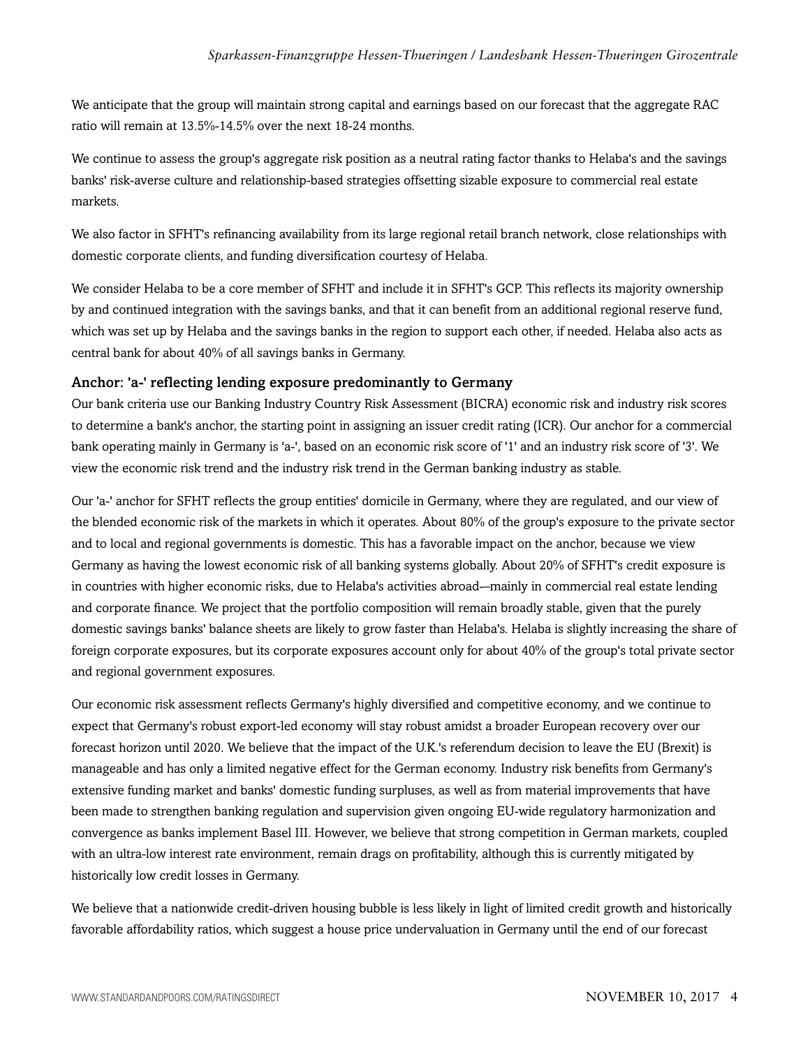We anticipate that the group will maintain strong capital and earnings based on our forecast that the aggregate RAC ratio will remain at 13.5%-14.5% over the next 18-24 months.

We continue to assess the group's aggregate risk position as a neutral rating factor thanks to Helaba's and the savings banks' risk-averse culture and relationship-based strategies offsetting sizable exposure to commercial real estate markets.

We also factor in SFHT's refinancing availability from its large regional retail branch network, close relationships with domestic corporate clients, and funding diversification courtesy of Helaba.

We consider Helaba to be a core member of SFHT and include it in SFHT's GCP. This reflects its majority ownership by and continued integration with the savings banks, and that it can benefit from an additional regional reserve fund, which was set up by Helaba and the savings banks in the region to support each other, if needed. Helaba also acts as central bank for about 40% of all savings banks in Germany.

### Anchor: 'a-' reflecting lending exposure predominantly to Germany

Our bank criteria use our Banking Industry Country Risk Assessment (BICRA) economic risk and industry risk scores to determine a bank's anchor, the starting point in assigning an issuer credit rating (ICR). Our anchor for a commercial bank operating mainly in Germany is 'a-', based on an economic risk score of '1' and an industry risk score of '3'. We view the economic risk trend and the industry risk trend in the German banking industry as stable.

Our 'a-' anchor for SFHT reflects the group entities' domicile in Germany, where they are regulated, and our view of the blended economic risk of the markets in which it operates. About 80% of the group's exposure to the private sector and to local and regional governments is domestic. This has a favorable impact on the anchor, because we view Germany as having the lowest economic risk of all banking systems globally. About 20% of SFHT's credit exposure is in countries with higher economic risks, due to Helaba's activities abroad--mainly in commercial real estate lending and corporate finance. We project that the portfolio composition will remain broadly stable, given that the purely domestic savings banks' balance sheets are likely to grow faster than Helaba's. Helaba is slightly increasing the share of foreign corporate exposures, but its corporate exposures account only for about 40% of the group's total private sector and regional government exposures.

Our economic risk assessment reflects Germany's highly diversified and competitive economy, and we continue to expect that Germany's robust export-led economy will stay robust amidst a broader European recovery over our forecast horizon until 2020. We believe that the impact of the U.K.'s referendum decision to leave the EU (Brexit) is manageable and has only a limited negative effect for the German economy. Industry risk benefits from Germany's extensive funding market and banks' domestic funding surpluses, as well as from material improvements that have been made to strengthen banking regulation and supervision given ongoing EU-wide regulatory harmonization and convergence as banks implement Basel III. However, we believe that strong competition in German markets, coupled with an ultra-low interest rate environment, remain drags on profitability, although this is currently mitigated by historically low credit losses in Germany.

We believe that a nationwide credit-driven housing bubble is less likely in light of limited credit growth and historically favorable affordability ratios, which suggest a house price undervaluation in Germany until the end of our forecast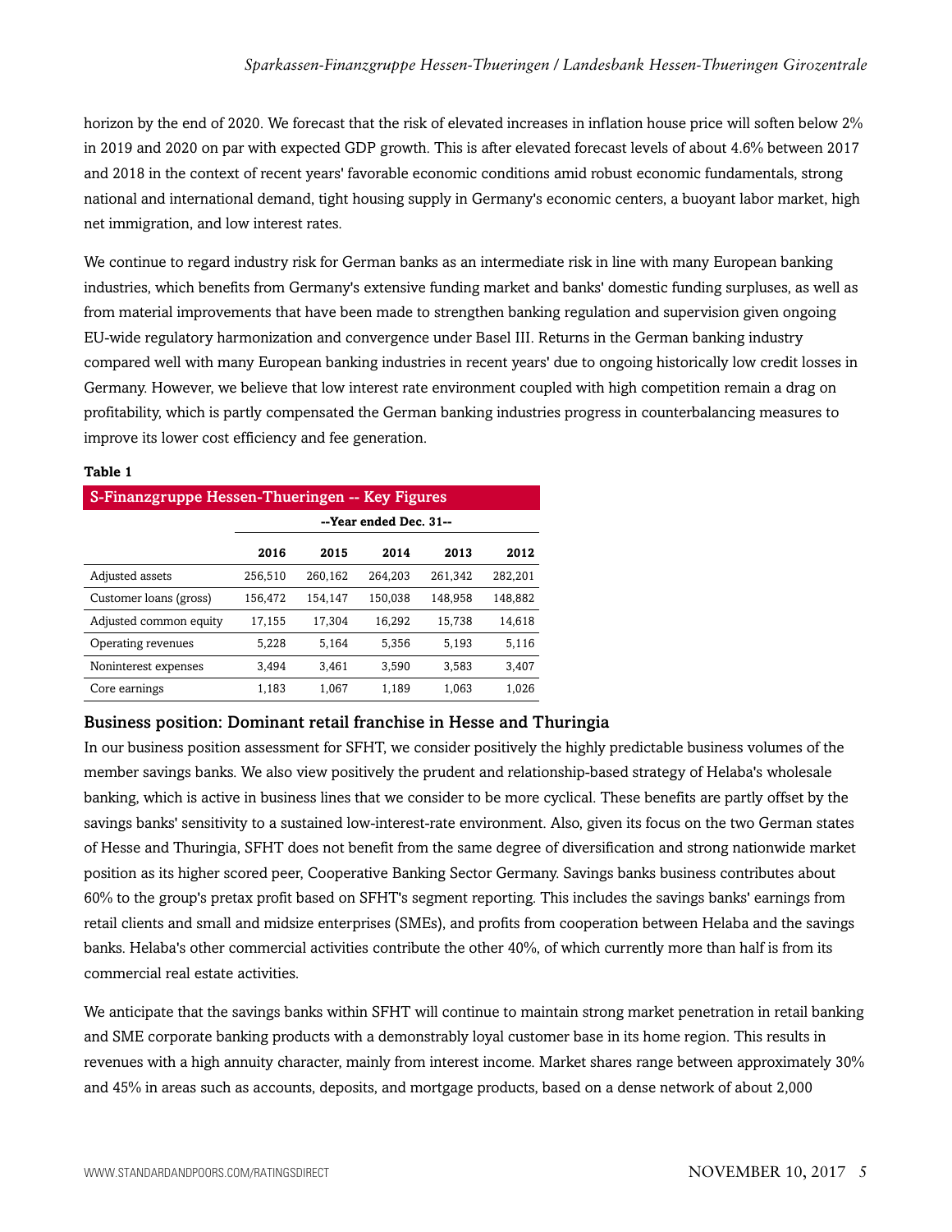horizon by the end of 2020. We forecast that the risk of elevated increases in inflation house price will soften below 2% in 2019 and 2020 on par with expected GDP growth. This is after elevated forecast levels of about 4.6% between 2017 and 2018 in the context of recent years' favorable economic conditions amid robust economic fundamentals, strong national and international demand, tight housing supply in Germany's economic centers, a buoyant labor market, high net immigration, and low interest rates.

We continue to regard industry risk for German banks as an intermediate risk in line with many European banking industries, which benefits from Germany's extensive funding market and banks' domestic funding surpluses, as well as from material improvements that have been made to strengthen banking regulation and supervision given ongoing EU-wide regulatory harmonization and convergence under Basel III. Returns in the German banking industry compared well with many European banking industries in recent years' due to ongoing historically low credit losses in Germany. However, we believe that low interest rate environment coupled with high competition remain a drag on profitability, which is partly compensated the German banking industries progress in counterbalancing measures to improve its lower cost efficiency and fee generation.

**Table 1**

| S-Finanzgruppe Hessen-Thueringen -- Key Figures | | | | | |
|---|---|---|---|---|---|
| | --Year ended Dec. 31-- | | | | |
| | **2016** | **2015** | **2014** | **2013** | **2012** |
| Adjusted assets | 256,510 | 260,162 | 264,203 | 261,342 | 282,201 |
| Customer loans (gross) | 156,472 | 154,147 | 150,038 | 148,958 | 148,882 |
| Adjusted common equity | 17,155 | 17,304 | 16,292 | 15,738 | 14,618 |
| Operating revenues | 5,228 | 5,164 | 5,356 | 5,193 | 5,116 |
| Noninterest expenses | 3,494 | 3,461 | 3,590 | 3,583 | 3,407 |
| Core earnings | 1,183 | 1,067 | 1,189 | 1,063 | 1,026 |

### Business position: Dominant retail franchise in Hesse and Thuringia

In our business position assessment for SFHT, we consider positively the highly predictable business volumes of the member savings banks. We also view positively the prudent and relationship-based strategy of Helaba's wholesale banking, which is active in business lines that we consider to be more cyclical. These benefits are partly offset by the savings banks' sensitivity to a sustained low-interest-rate environment. Also, given its focus on the two German states of Hesse and Thuringia, SFHT does not benefit from the same degree of diversification and strong nationwide market position as its higher scored peer, Cooperative Banking Sector Germany. Savings banks business contributes about 60% to the group's pretax profit based on SFHT's segment reporting. This includes the savings banks' earnings from retail clients and small and midsize enterprises (SMEs), and profits from cooperation between Helaba and the savings banks. Helaba's other commercial activities contribute the other 40%, of which currently more than half is from its commercial real estate activities.

We anticipate that the savings banks within SFHT will continue to maintain strong market penetration in retail banking and SME corporate banking products with a demonstrably loyal customer base in its home region. This results in revenues with a high annuity character, mainly from interest income. Market shares range between approximately 30% and 45% in areas such as accounts, deposits, and mortgage products, based on a dense network of about 2,000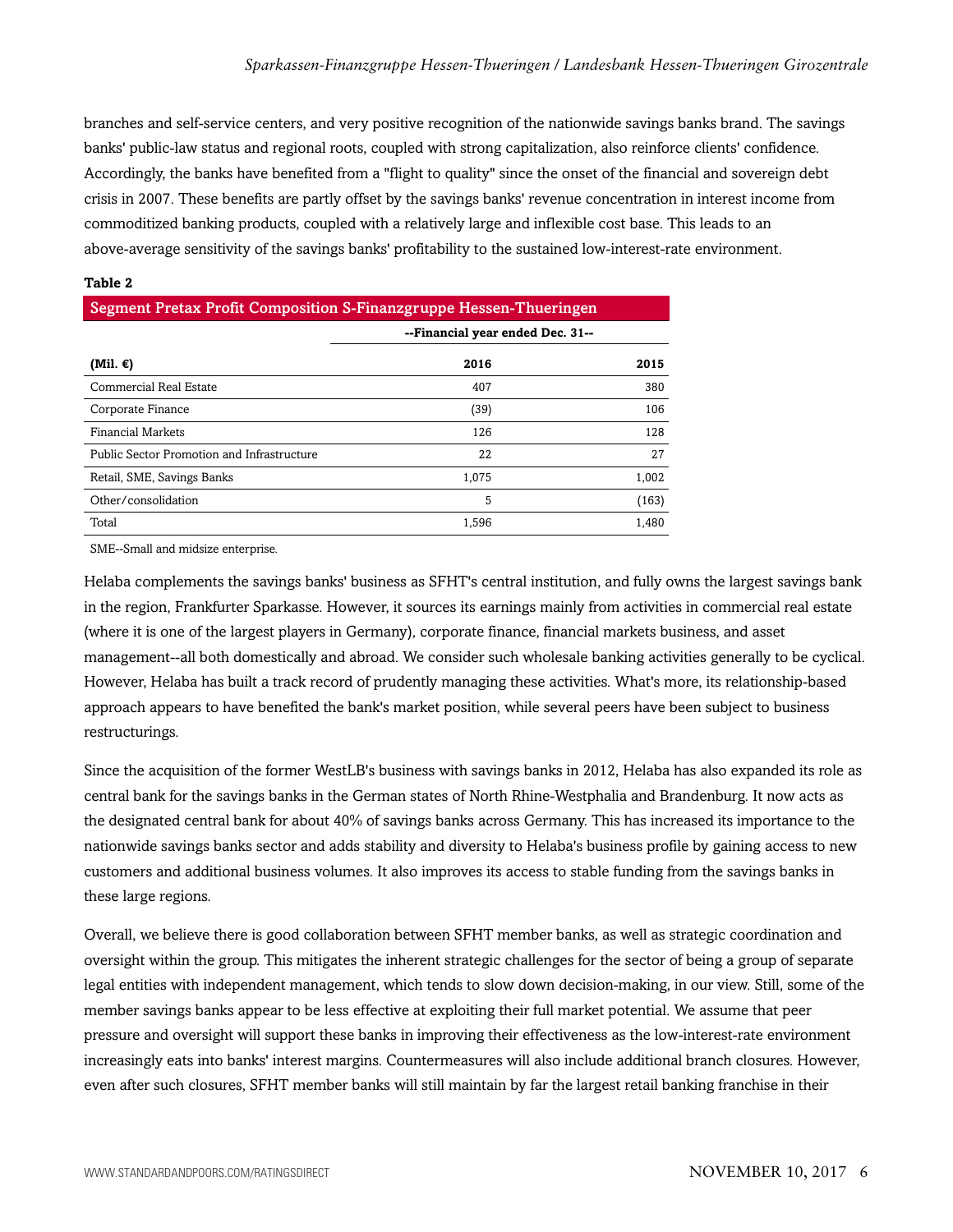branches and self-service centers, and very positive recognition of the nationwide savings banks brand. The savings banks' public-law status and regional roots, coupled with strong capitalization, also reinforce clients' confidence. Accordingly, the banks have benefited from a "flight to quality" since the onset of the financial and sovereign debt crisis in 2007. These benefits are partly offset by the savings banks' revenue concentration in interest income from commoditized banking products, coupled with a relatively large and inflexible cost base. This leads to an above-average sensitivity of the savings banks' profitability to the sustained low-interest-rate environment.

**Table 2**

**Segment Pretax Profit Composition S-Finanzgruppe Hessen-Thueringen**

| | --Financial year ended Dec. 31-- | |
|---|---|---|
| **(Mil. €)** | **2016** | **2015** |
| Commercial Real Estate | 407 | 380 |
| Corporate Finance | (39) | 106 |
| Financial Markets | 126 | 128 |
| Public Sector Promotion and Infrastructure | 22 | 27 |
| Retail, SME, Savings Banks | 1,075 | 1,002 |
| Other/consolidation | 5 | (163) |
| Total | 1,596 | 1,480 |

SME--Small and midsize enterprise.

Helaba complements the savings banks' business as SFHT's central institution, and fully owns the largest savings bank in the region, Frankfurter Sparkasse. However, it sources its earnings mainly from activities in commercial real estate (where it is one of the largest players in Germany), corporate finance, financial markets business, and asset management--all both domestically and abroad. We consider such wholesale banking activities generally to be cyclical. However, Helaba has built a track record of prudently managing these activities. What's more, its relationship-based approach appears to have benefited the bank's market position, while several peers have been subject to business restructurings.

Since the acquisition of the former WestLB's business with savings banks in 2012, Helaba has also expanded its role as central bank for the savings banks in the German states of North Rhine-Westphalia and Brandenburg. It now acts as the designated central bank for about 40% of savings banks across Germany. This has increased its importance to the nationwide savings banks sector and adds stability and diversity to Helaba's business profile by gaining access to new customers and additional business volumes. It also improves its access to stable funding from the savings banks in these large regions.

Overall, we believe there is good collaboration between SFHT member banks, as well as strategic coordination and oversight within the group. This mitigates the inherent strategic challenges for the sector of being a group of separate legal entities with independent management, which tends to slow down decision-making, in our view. Still, some of the member savings banks appear to be less effective at exploiting their full market potential. We assume that peer pressure and oversight will support these banks in improving their effectiveness as the low-interest-rate environment increasingly eats into banks' interest margins. Countermeasures will also include additional branch closures. However, even after such closures, SFHT member banks will still maintain by far the largest retail banking franchise in their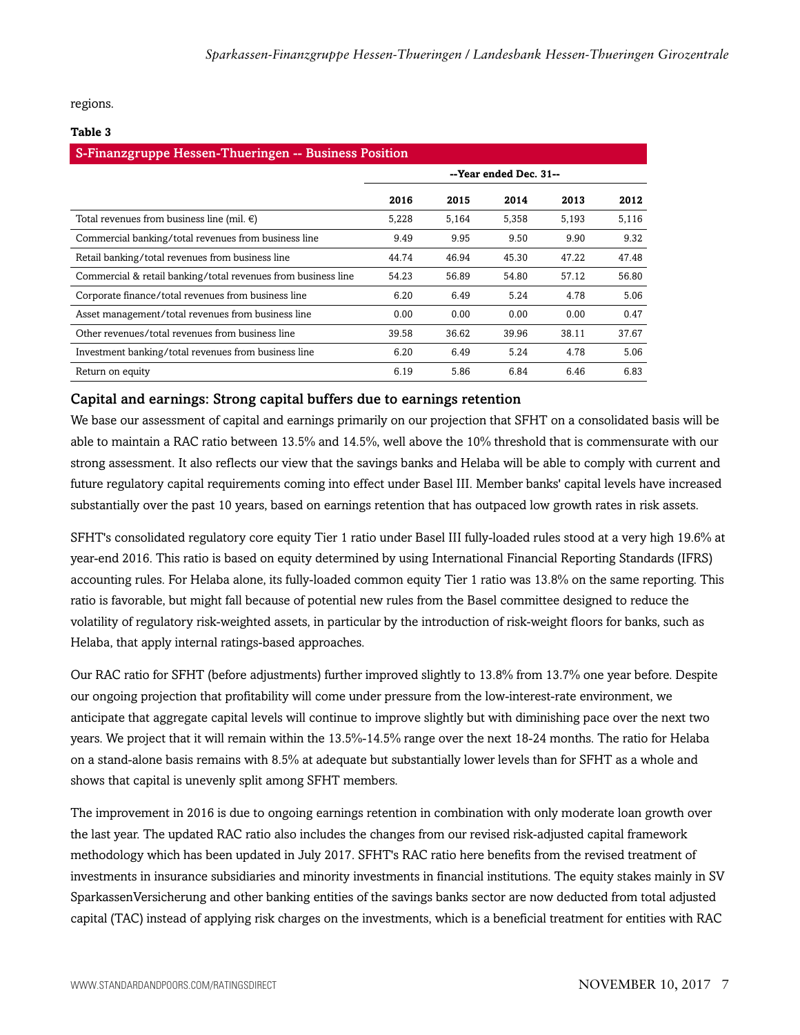regions.

**Table 3**

| S-Finanzgruppe Hessen-Thueringen -- Business Position | | | | | |
|---|---|---|---|---|---|
| | --Year ended Dec. 31-- | | | | |
| | **2016** | **2015** | **2014** | **2013** | **2012** |
| Total revenues from business line (mil. €) | 5,228 | 5,164 | 5,358 | 5,193 | 5,116 |
| Commercial banking/total revenues from business line | 9.49 | 9.95 | 9.50 | 9.90 | 9.32 |
| Retail banking/total revenues from business line | 44.74 | 46.94 | 45.30 | 47.22 | 47.48 |
| Commercial & retail banking/total revenues from business line | 54.23 | 56.89 | 54.80 | 57.12 | 56.80 |
| Corporate finance/total revenues from business line | 6.20 | 6.49 | 5.24 | 4.78 | 5.06 |
| Asset management/total revenues from business line | 0.00 | 0.00 | 0.00 | 0.00 | 0.47 |
| Other revenues/total revenues from business line | 39.58 | 36.62 | 39.96 | 38.11 | 37.67 |
| Investment banking/total revenues from business line | 6.20 | 6.49 | 5.24 | 4.78 | 5.06 |
| Return on equity | 6.19 | 5.86 | 6.84 | 6.46 | 6.83 |

## Capital and earnings: Strong capital buffers due to earnings retention

We base our assessment of capital and earnings primarily on our projection that SFHT on a consolidated basis will be able to maintain a RAC ratio between 13.5% and 14.5%, well above the 10% threshold that is commensurate with our strong assessment. It also reflects our view that the savings banks and Helaba will be able to comply with current and future regulatory capital requirements coming into effect under Basel III. Member banks' capital levels have increased substantially over the past 10 years, based on earnings retention that has outpaced low growth rates in risk assets.

SFHT's consolidated regulatory core equity Tier 1 ratio under Basel III fully-loaded rules stood at a very high 19.6% at year-end 2016. This ratio is based on equity determined by using International Financial Reporting Standards (IFRS) accounting rules. For Helaba alone, its fully-loaded common equity Tier 1 ratio was 13.8% on the same reporting. This ratio is favorable, but might fall because of potential new rules from the Basel committee designed to reduce the volatility of regulatory risk-weighted assets, in particular by the introduction of risk-weight floors for banks, such as Helaba, that apply internal ratings-based approaches.

Our RAC ratio for SFHT (before adjustments) further improved slightly to 13.8% from 13.7% one year before. Despite our ongoing projection that profitability will come under pressure from the low-interest-rate environment, we anticipate that aggregate capital levels will continue to improve slightly but with diminishing pace over the next two years. We project that it will remain within the 13.5%-14.5% range over the next 18-24 months. The ratio for Helaba on a stand-alone basis remains with 8.5% at adequate but substantially lower levels than for SFHT as a whole and shows that capital is unevenly split among SFHT members.

The improvement in 2016 is due to ongoing earnings retention in combination with only moderate loan growth over the last year. The updated RAC ratio also includes the changes from our revised risk-adjusted capital framework methodology which has been updated in July 2017. SFHT's RAC ratio here benefits from the revised treatment of investments in insurance subsidiaries and minority investments in financial institutions. The equity stakes mainly in SV SparkassenVersicherung and other banking entities of the savings banks sector are now deducted from total adjusted capital (TAC) instead of applying risk charges on the investments, which is a beneficial treatment for entities with RAC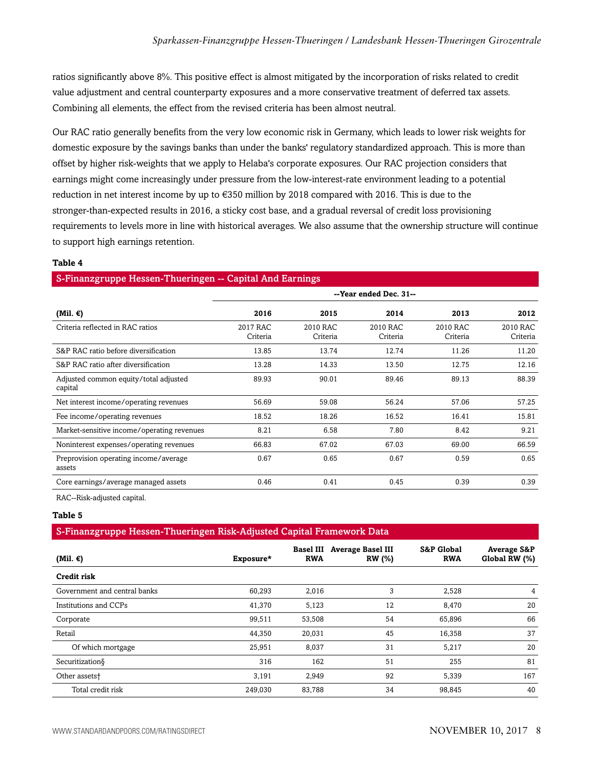ratios significantly above 8%. This positive effect is almost mitigated by the incorporation of risks related to credit value adjustment and central counterparty exposures and a more conservative treatment of deferred tax assets. Combining all elements, the effect from the revised criteria has been almost neutral.

Our RAC ratio generally benefits from the very low economic risk in Germany, which leads to lower risk weights for domestic exposure by the savings banks than under the banks' regulatory standardized approach. This is more than offset by higher risk-weights that we apply to Helaba's corporate exposures. Our RAC projection considers that earnings might come increasingly under pressure from the low-interest-rate environment leading to a potential reduction in net interest income by up to €350 million by 2018 compared with 2016. This is due to the stronger-than-expected results in 2016, a sticky cost base, and a gradual reversal of credit loss provisioning requirements to levels more in line with historical averages. We also assume that the ownership structure will continue to support high earnings retention.

**Table 4**

**S-Finanzgruppe Hessen-Thueringen -- Capital And Earnings**

| | --Year ended Dec. 31-- | | | | |
|---|---|---|---|---|---|
| **(Mil. €)** | **2016** | **2015** | **2014** | **2013** | **2012** |
| Criteria reflected in RAC ratios | 2017 RAC Criteria | 2010 RAC Criteria | 2010 RAC Criteria | 2010 RAC Criteria | 2010 RAC Criteria |
| S&P RAC ratio before diversification | 13.85 | 13.74 | 12.74 | 11.26 | 11.20 |
| S&P RAC ratio after diversification | 13.28 | 14.33 | 13.50 | 12.75 | 12.16 |
| Adjusted common equity/total adjusted capital | 89.93 | 90.01 | 89.46 | 89.13 | 88.39 |
| Net interest income/operating revenues | 56.69 | 59.08 | 56.24 | 57.06 | 57.25 |
| Fee income/operating revenues | 18.52 | 18.26 | 16.52 | 16.41 | 15.81 |
| Market-sensitive income/operating revenues | 8.21 | 6.58 | 7.80 | 8.42 | 9.21 |
| Noninterest expenses/operating revenues | 66.83 | 67.02 | 67.03 | 69.00 | 66.59 |
| Preprovision operating income/average assets | 0.67 | 0.65 | 0.67 | 0.59 | 0.65 |
| Core earnings/average managed assets | 0.46 | 0.41 | 0.45 | 0.39 | 0.39 |

RAC--Risk-adjusted capital.

**Table 5**

**S-Finanzgruppe Hessen-Thueringen Risk-Adjusted Capital Framework Data**

| (Mil. €) | Exposure* | Basel III RWA | Average Basel III RW (%) | S&P Global RWA | Average S&P Global RW (%) |
|---|---|---|---|---|---|
| **Credit risk** | | | | | |
| Government and central banks | 60,293 | 2,016 | 3 | 2,528 | 4 |
| Institutions and CCPs | 41,370 | 5,123 | 12 | 8,470 | 20 |
| Corporate | 99,511 | 53,508 | 54 | 65,896 | 66 |
| Retail | 44,350 | 20,031 | 45 | 16,358 | 37 |
| Of which mortgage | 25,951 | 8,037 | 31 | 5,217 | 20 |
| Securitization§ | 316 | 162 | 51 | 255 | 81 |
| Other assets† | 3,191 | 2,949 | 92 | 5,339 | 167 |
| Total credit risk | 249,030 | 83,788 | 34 | 98,845 | 40 |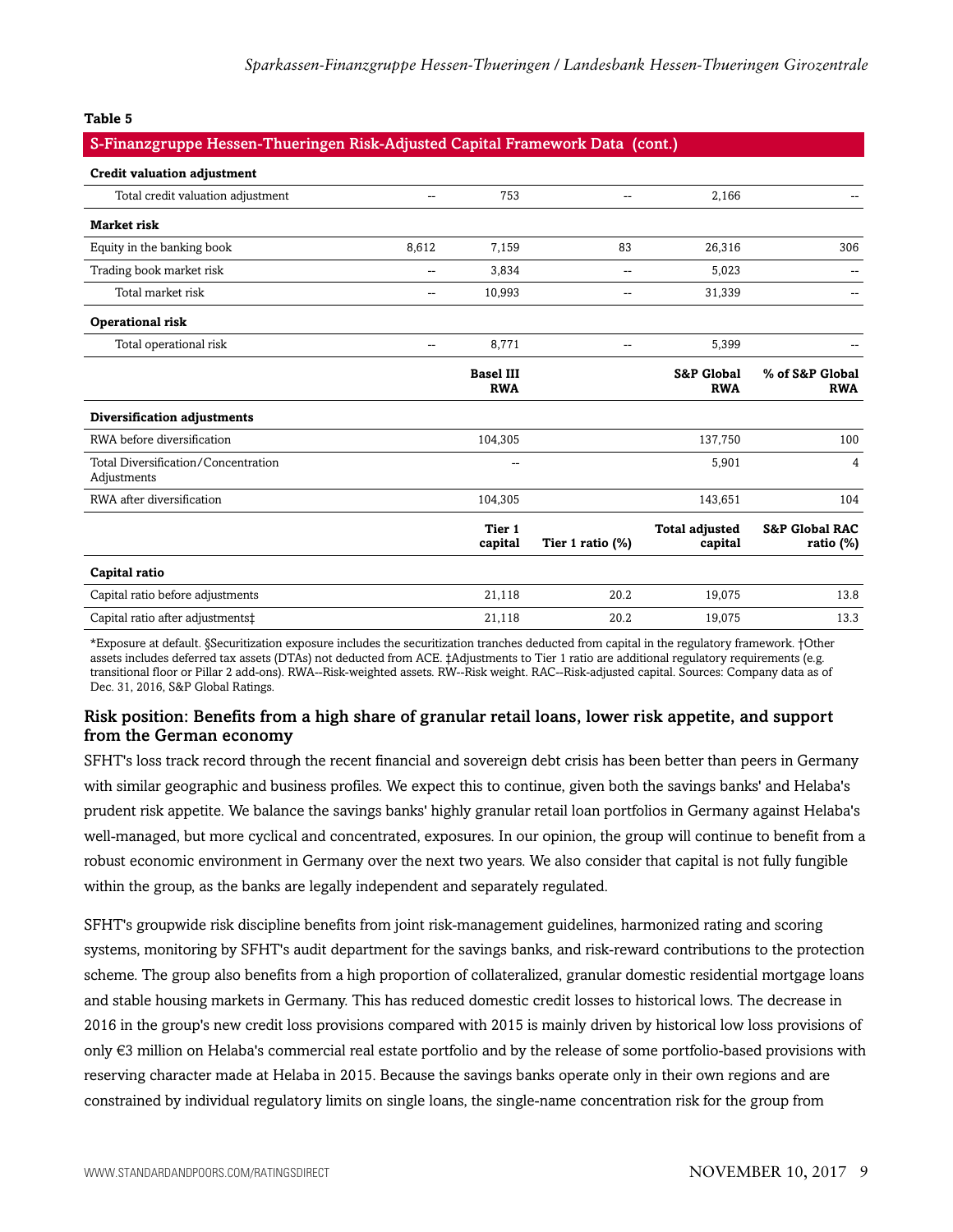**Table 5**

**S-Finanzgruppe Hessen-Thueringen Risk-Adjusted Capital Framework Data (cont.)**

| | | | | | |
|---|---|---|---|---|---|
| **Credit valuation adjustment** | | | | | |
| Total credit valuation adjustment | -- | 753 | -- | 2,166 | -- |
| **Market risk** | | | | | |
| Equity in the banking book | 8,612 | 7,159 | 83 | 26,316 | 306 |
| Trading book market risk | -- | 3,834 | -- | 5,023 | -- |
| Total market risk | -- | 10,993 | -- | 31,339 | -- |
| **Operational risk** | | | | | |
| Total operational risk | -- | 8,771 | -- | 5,399 | -- |
| | | **Basel III RWA** | | **S&P Global RWA** | **% of S&P Global RWA** |
| **Diversification adjustments** | | | | | |
| RWA before diversification | | 104,305 | | 137,750 | 100 |
| Total Diversification/Concentration Adjustments | | -- | | 5,901 | 4 |
| RWA after diversification | | 104,305 | | 143,651 | 104 |
| | | **Tier 1 capital** | **Tier 1 ratio (%)** | **Total adjusted capital** | **S&P Global RAC ratio (%)** |
| **Capital ratio** | | | | | |
| Capital ratio before adjustments | | 21,118 | 20.2 | 19,075 | 13.8 |
| Capital ratio after adjustments‡ | | 21,118 | 20.2 | 19,075 | 13.3 |

*Exposure at default. §Securitization exposure includes the securitization tranches deducted from capital in the regulatory framework. †Other assets includes deferred tax assets (DTAs) not deducted from ACE. ‡Adjustments to Tier 1 ratio are additional regulatory requirements (e.g. transitional floor or Pillar 2 add-ons). RWA--Risk-weighted assets. RW--Risk weight. RAC--Risk-adjusted capital. Sources: Company data as of Dec. 31, 2016, S&P Global Ratings.

### Risk position: Benefits from a high share of granular retail loans, lower risk appetite, and support from the German economy

SFHT's loss track record through the recent financial and sovereign debt crisis has been better than peers in Germany with similar geographic and business profiles. We expect this to continue, given both the savings banks' and Helaba's prudent risk appetite. We balance the savings banks' highly granular retail loan portfolios in Germany against Helaba's well-managed, but more cyclical and concentrated, exposures. In our opinion, the group will continue to benefit from a robust economic environment in Germany over the next two years. We also consider that capital is not fully fungible within the group, as the banks are legally independent and separately regulated.

SFHT's groupwide risk discipline benefits from joint risk-management guidelines, harmonized rating and scoring systems, monitoring by SFHT's audit department for the savings banks, and risk-reward contributions to the protection scheme. The group also benefits from a high proportion of collateralized, granular domestic residential mortgage loans and stable housing markets in Germany. This has reduced domestic credit losses to historical lows. The decrease in 2016 in the group's new credit loss provisions compared with 2015 is mainly driven by historical low loss provisions of only €3 million on Helaba's commercial real estate portfolio and by the release of some portfolio-based provisions with reserving character made at Helaba in 2015. Because the savings banks operate only in their own regions and are constrained by individual regulatory limits on single loans, the single-name concentration risk for the group from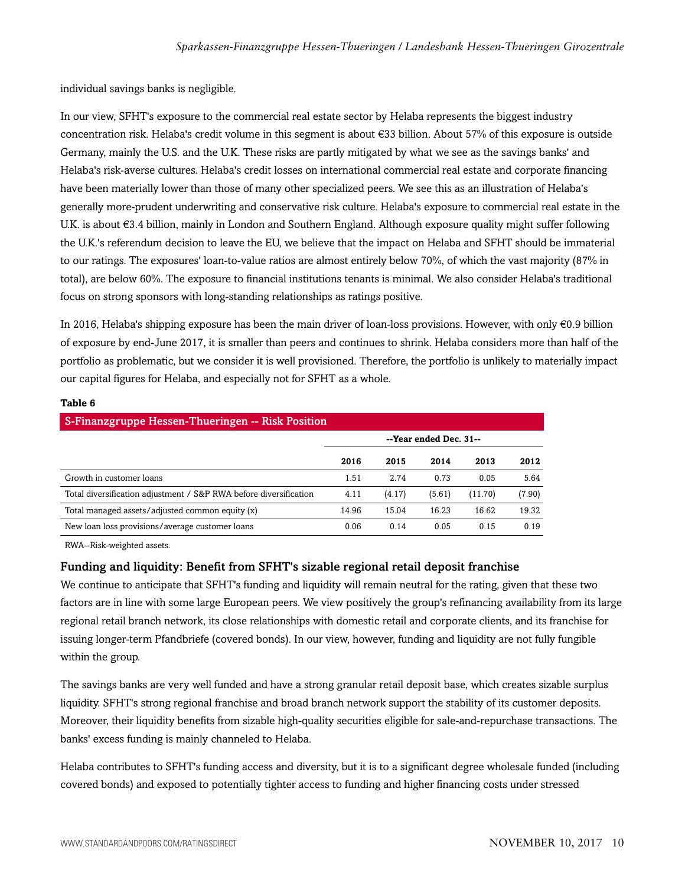individual savings banks is negligible.

In our view, SFHT's exposure to the commercial real estate sector by Helaba represents the biggest industry concentration risk. Helaba's credit volume in this segment is about €33 billion. About 57% of this exposure is outside Germany, mainly the U.S. and the U.K. These risks are partly mitigated by what we see as the savings banks' and Helaba's risk-averse cultures. Helaba's credit losses on international commercial real estate and corporate financing have been materially lower than those of many other specialized peers. We see this as an illustration of Helaba's generally more-prudent underwriting and conservative risk culture. Helaba's exposure to commercial real estate in the U.K. is about €3.4 billion, mainly in London and Southern England. Although exposure quality might suffer following the U.K.'s referendum decision to leave the EU, we believe that the impact on Helaba and SFHT should be immaterial to our ratings. The exposures' loan-to-value ratios are almost entirely below 70%, of which the vast majority (87% in total), are below 60%. The exposure to financial institutions tenants is minimal. We also consider Helaba's traditional focus on strong sponsors with long-standing relationships as ratings positive.

In 2016, Helaba's shipping exposure has been the main driver of loan-loss provisions. However, with only €0.9 billion of exposure by end-June 2017, it is smaller than peers and continues to shrink. Helaba considers more than half of the portfolio as problematic, but we consider it is well provisioned. Therefore, the portfolio is unlikely to materially impact our capital figures for Helaba, and especially not for SFHT as a whole.

**Table 6**

| S-Finanzgruppe Hessen-Thueringen -- Risk Position | --Year ended Dec. 31-- | | | | |
|---|---|---|---|---|---|
| | 2016 | 2015 | 2014 | 2013 | 2012 |
| Growth in customer loans | 1.51 | 2.74 | 0.73 | 0.05 | 5.64 |
| Total diversification adjustment / S&P RWA before diversification | 4.11 | (4.17) | (5.61) | (11.70) | (7.90) |
| Total managed assets/adjusted common equity (x) | 14.96 | 15.04 | 16.23 | 16.62 | 19.32 |
| New loan loss provisions/average customer loans | 0.06 | 0.14 | 0.05 | 0.15 | 0.19 |

RWA--Risk-weighted assets.

### Funding and liquidity: Benefit from SFHT's sizable regional retail deposit franchise

We continue to anticipate that SFHT's funding and liquidity will remain neutral for the rating, given that these two factors are in line with some large European peers. We view positively the group's refinancing availability from its large regional retail branch network, its close relationships with domestic retail and corporate clients, and its franchise for issuing longer-term Pfandbriefe (covered bonds). In our view, however, funding and liquidity are not fully fungible within the group.

The savings banks are very well funded and have a strong granular retail deposit base, which creates sizable surplus liquidity. SFHT's strong regional franchise and broad branch network support the stability of its customer deposits. Moreover, their liquidity benefits from sizable high-quality securities eligible for sale-and-repurchase transactions. The banks' excess funding is mainly channeled to Helaba.

Helaba contributes to SFHT's funding access and diversity, but it is to a significant degree wholesale funded (including covered bonds) and exposed to potentially tighter access to funding and higher financing costs under stressed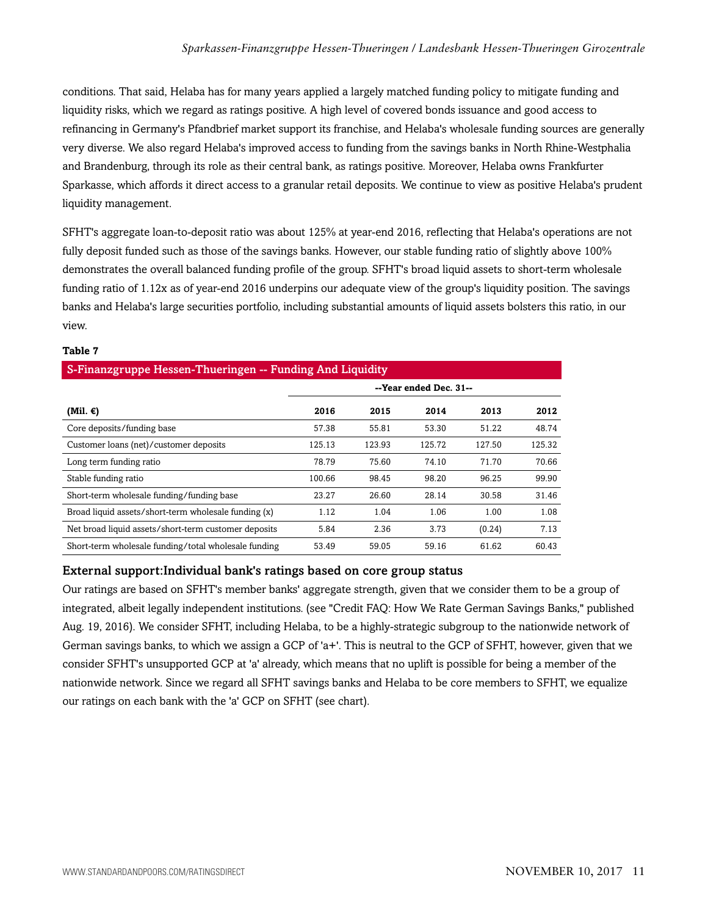conditions. That said, Helaba has for many years applied a largely matched funding policy to mitigate funding and liquidity risks, which we regard as ratings positive. A high level of covered bonds issuance and good access to refinancing in Germany's Pfandbrief market support its franchise, and Helaba's wholesale funding sources are generally very diverse. We also regard Helaba's improved access to funding from the savings banks in North Rhine-Westphalia and Brandenburg, through its role as their central bank, as ratings positive. Moreover, Helaba owns Frankfurter Sparkasse, which affords it direct access to a granular retail deposits. We continue to view as positive Helaba's prudent liquidity management.

SFHT's aggregate loan-to-deposit ratio was about 125% at year-end 2016, reflecting that Helaba's operations are not fully deposit funded such as those of the savings banks. However, our stable funding ratio of slightly above 100% demonstrates the overall balanced funding profile of the group. SFHT's broad liquid assets to short-term wholesale funding ratio of 1.12x as of year-end 2016 underpins our adequate view of the group's liquidity position. The savings banks and Helaba's large securities portfolio, including substantial amounts of liquid assets bolsters this ratio, in our view.

**Table 7**

S-Finanzgruppe Hessen-Thueringen -- Funding And Liquidity

| | --Year ended Dec. 31-- | | | | |
|---|---|---|---|---|---|
| **(Mil. €)** | **2016** | **2015** | **2014** | **2013** | **2012** |
| Core deposits/funding base | 57.38 | 55.81 | 53.30 | 51.22 | 48.74 |
| Customer loans (net)/customer deposits | 125.13 | 123.93 | 125.72 | 127.50 | 125.32 |
| Long term funding ratio | 78.79 | 75.60 | 74.10 | 71.70 | 70.66 |
| Stable funding ratio | 100.66 | 98.45 | 98.20 | 96.25 | 99.90 |
| Short-term wholesale funding/funding base | 23.27 | 26.60 | 28.14 | 30.58 | 31.46 |
| Broad liquid assets/short-term wholesale funding (x) | 1.12 | 1.04 | 1.06 | 1.00 | 1.08 |
| Net broad liquid assets/short-term customer deposits | 5.84 | 2.36 | 3.73 | (0.24) | 7.13 |
| Short-term wholesale funding/total wholesale funding | 53.49 | 59.05 | 59.16 | 61.62 | 60.43 |

### External support:Individual bank's ratings based on core group status

Our ratings are based on SFHT's member banks' aggregate strength, given that we consider them to be a group of integrated, albeit legally independent institutions. (see "Credit FAQ: How We Rate German Savings Banks," published Aug. 19, 2016). We consider SFHT, including Helaba, to be a highly-strategic subgroup to the nationwide network of German savings banks, to which we assign a GCP of 'a+'. This is neutral to the GCP of SFHT, however, given that we consider SFHT's unsupported GCP at 'a' already, which means that no uplift is possible for being a member of the nationwide network. Since we regard all SFHT savings banks and Helaba to be core members to SFHT, we equalize our ratings on each bank with the 'a' GCP on SFHT (see chart).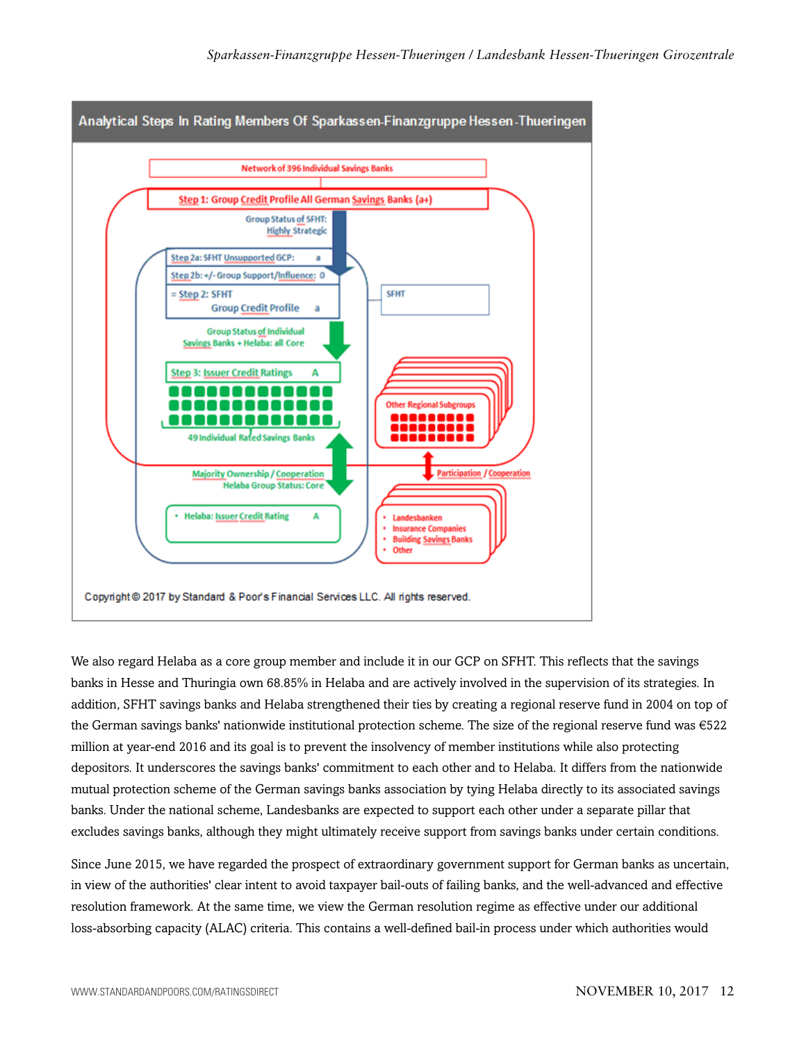**Analytical Steps In Rating Members Of Sparkassen-Finanzgruppe Hessen-Thueringen**

Network of 396 Individual Savings Banks

Step 1: Group Credit Profile All German Savings Banks (a+)

Group Status of SFHT: Highly Strategic

Step 2a: SFHT Unsupported GCP: a

Step 2b: +/- Group Support/Influence: 0

= Step 2: SFHT Group Credit Profile a

SFHT

Group Status of Individual Savings Banks + Helaba: all Core

Step 3: Issuer Credit Ratings A

49 Individual Rated Savings Banks

Other Regional Subgroups

Majority Ownership / Cooperation Helaba Group Status: Core

Participation / Cooperation

- Helaba: Issuer Credit Rating A

- Landesbanken
- Insurance Companies
- Building Savings Banks
- Other

Copyright © 2017 by Standard & Poor's Financial Services LLC. All rights reserved.

We also regard Helaba as a core group member and include it in our GCP on SFHT. This reflects that the savings banks in Hesse and Thuringia own 68.85% in Helaba and are actively involved in the supervision of its strategies. In addition, SFHT savings banks and Helaba strengthened their ties by creating a regional reserve fund in 2004 on top of the German savings banks' nationwide institutional protection scheme. The size of the regional reserve fund was €522 million at year-end 2016 and its goal is to prevent the insolvency of member institutions while also protecting depositors. It underscores the savings banks' commitment to each other and to Helaba. It differs from the nationwide mutual protection scheme of the German savings banks association by tying Helaba directly to its associated savings banks. Under the national scheme, Landesbanks are expected to support each other under a separate pillar that excludes savings banks, although they might ultimately receive support from savings banks under certain conditions.

Since June 2015, we have regarded the prospect of extraordinary government support for German banks as uncertain, in view of the authorities' clear intent to avoid taxpayer bail-outs of failing banks, and the well-advanced and effective resolution framework. At the same time, we view the German resolution regime as effective under our additional loss-absorbing capacity (ALAC) criteria. This contains a well-defined bail-in process under which authorities would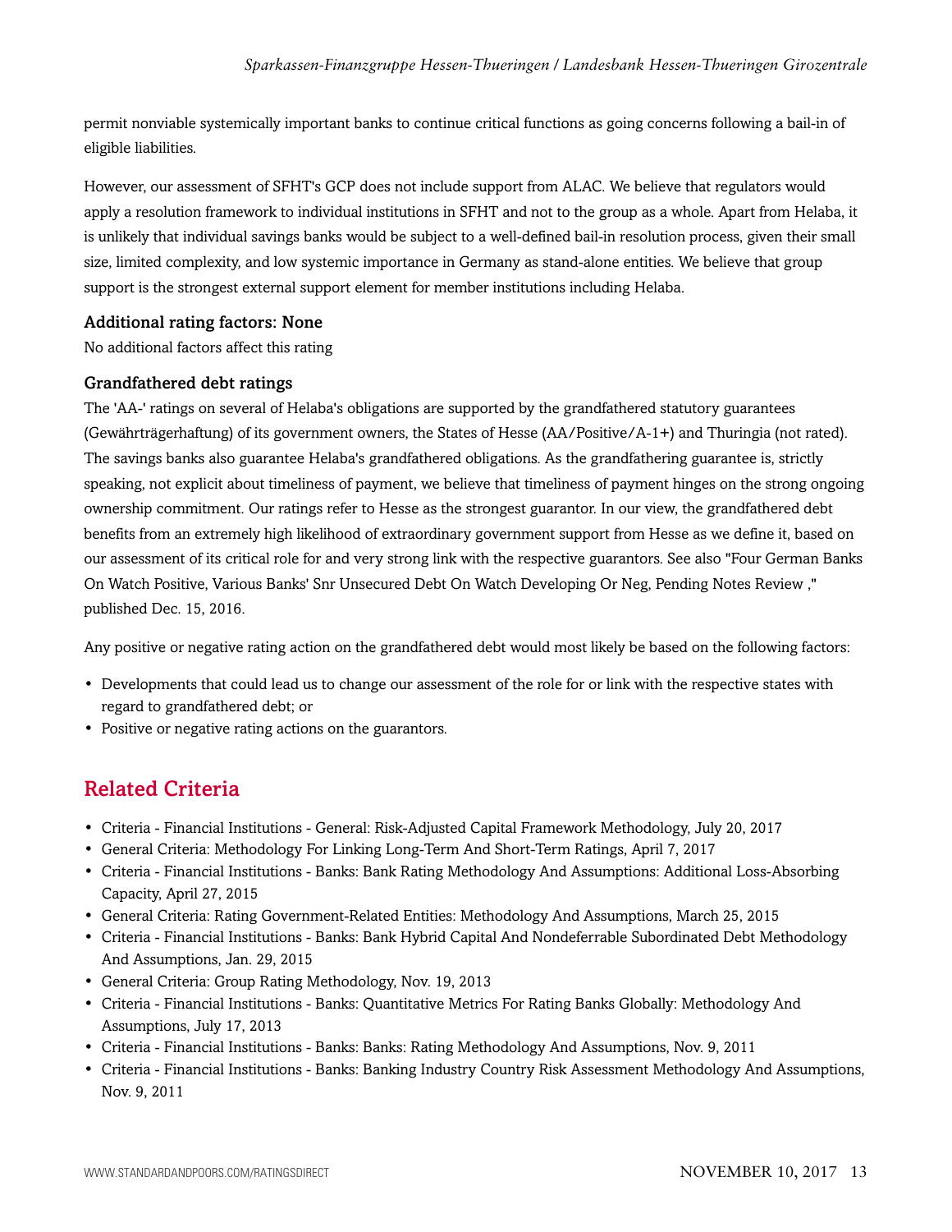permit nonviable systemically important banks to continue critical functions as going concerns following a bail-in of eligible liabilities.

However, our assessment of SFHT's GCP does not include support from ALAC. We believe that regulators would apply a resolution framework to individual institutions in SFHT and not to the group as a whole. Apart from Helaba, it is unlikely that individual savings banks would be subject to a well-defined bail-in resolution process, given their small size, limited complexity, and low systemic importance in Germany as stand-alone entities. We believe that group support is the strongest external support element for member institutions including Helaba.

### Additional rating factors: None

No additional factors affect this rating

### Grandfathered debt ratings

The 'AA-' ratings on several of Helaba's obligations are supported by the grandfathered statutory guarantees (Gewährträgerhaftung) of its government owners, the States of Hesse (AA/Positive/A-1+) and Thuringia (not rated). The savings banks also guarantee Helaba's grandfathered obligations. As the grandfathering guarantee is, strictly speaking, not explicit about timeliness of payment, we believe that timeliness of payment hinges on the strong ongoing ownership commitment. Our ratings refer to Hesse as the strongest guarantor. In our view, the grandfathered debt benefits from an extremely high likelihood of extraordinary government support from Hesse as we define it, based on our assessment of its critical role for and very strong link with the respective guarantors. See also "Four German Banks On Watch Positive, Various Banks' Snr Unsecured Debt On Watch Developing Or Neg, Pending Notes Review ," published Dec. 15, 2016.

Any positive or negative rating action on the grandfathered debt would most likely be based on the following factors:

- Developments that could lead us to change our assessment of the role for or link with the respective states with regard to grandfathered debt; or
- Positive or negative rating actions on the guarantors.

## Related Criteria

- Criteria - Financial Institutions - General: Risk-Adjusted Capital Framework Methodology, July 20, 2017
- General Criteria: Methodology For Linking Long-Term And Short-Term Ratings, April 7, 2017
- Criteria - Financial Institutions - Banks: Bank Rating Methodology And Assumptions: Additional Loss-Absorbing Capacity, April 27, 2015
- General Criteria: Rating Government-Related Entities: Methodology And Assumptions, March 25, 2015
- Criteria - Financial Institutions - Banks: Bank Hybrid Capital And Nondeferrable Subordinated Debt Methodology And Assumptions, Jan. 29, 2015
- General Criteria: Group Rating Methodology, Nov. 19, 2013
- Criteria - Financial Institutions - Banks: Quantitative Metrics For Rating Banks Globally: Methodology And Assumptions, July 17, 2013
- Criteria - Financial Institutions - Banks: Banks: Rating Methodology And Assumptions, Nov. 9, 2011
- Criteria - Financial Institutions - Banks: Banking Industry Country Risk Assessment Methodology And Assumptions, Nov. 9, 2011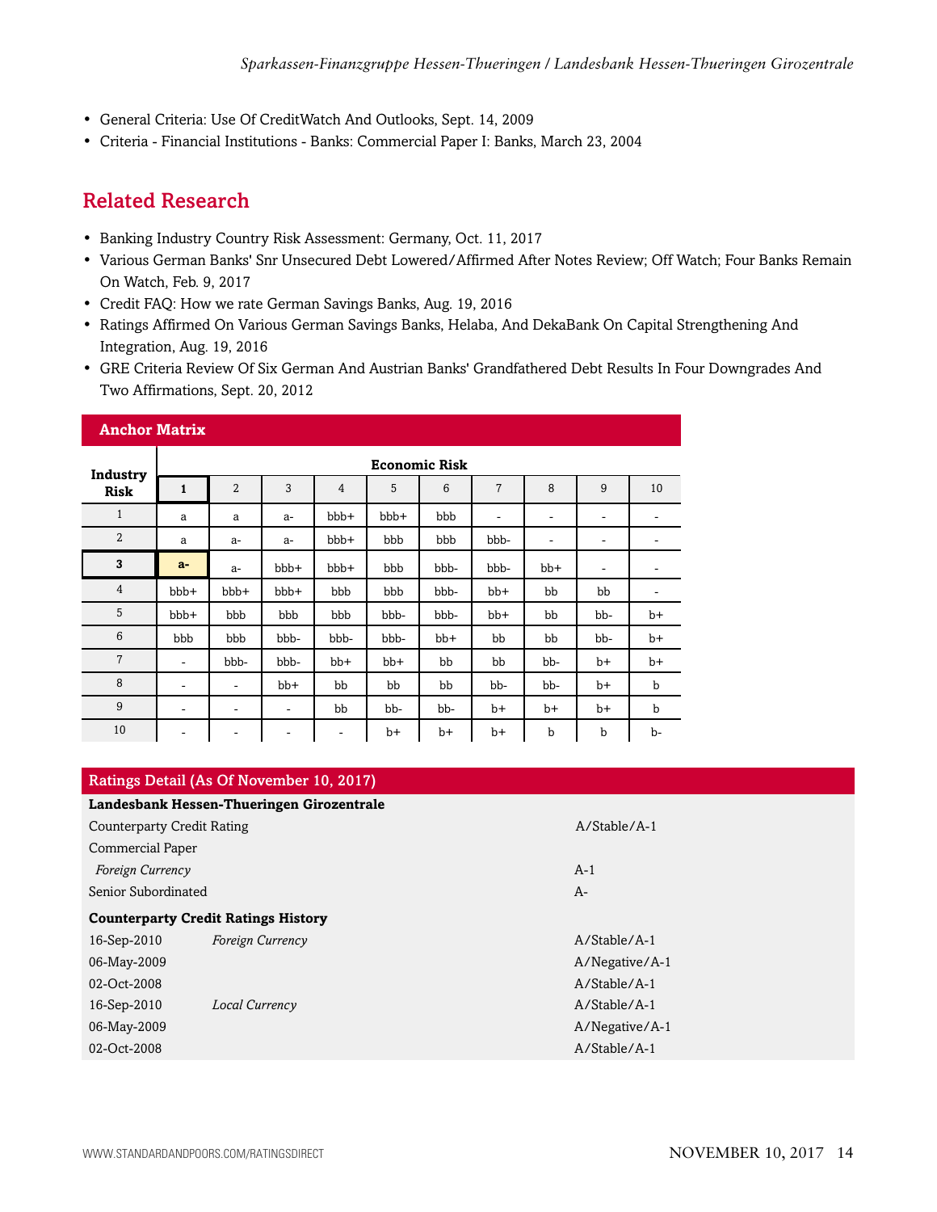- General Criteria: Use Of CreditWatch And Outlooks, Sept. 14, 2009
- Criteria - Financial Institutions - Banks: Commercial Paper I: Banks, March 23, 2004

## Related Research

- Banking Industry Country Risk Assessment: Germany, Oct. 11, 2017
- Various German Banks' Snr Unsecured Debt Lowered/Affirmed After Notes Review; Off Watch; Four Banks Remain On Watch, Feb. 9, 2017
- Credit FAQ: How we rate German Savings Banks, Aug. 19, 2016
- Ratings Affirmed On Various German Savings Banks, Helaba, And DekaBank On Capital Strengthening And Integration, Aug. 19, 2016
- GRE Criteria Review Of Six German And Austrian Banks' Grandfathered Debt Results In Four Downgrades And Two Affirmations, Sept. 20, 2012

**Anchor Matrix**

| Industry Risk | Economic Risk | | | | | | | | | |
|---|---|---|---|---|---|---|---|---|---|---|
| | 1 | 2 | 3 | 4 | 5 | 6 | 7 | 8 | 9 | 10 |
| 1 | a | a | a- | bbb+ | bbb+ | bbb | - | - | - | - |
| 2 | a | a- | a- | bbb+ | bbb | bbb | bbb- | - | - | - |
| 3 | a- | a- | bbb+ | bbb+ | bbb | bbb- | bbb- | bb+ | - | - |
| 4 | bbb+ | bbb+ | bbb+ | bbb | bbb | bbb- | bb+ | bb | bb | - |
| 5 | bbb+ | bbb | bbb | bbb | bbb- | bbb- | bb+ | bb | bb- | b+ |
| 6 | bbb | bbb | bbb- | bbb- | bbb- | bb+ | bb | bb | bb- | b+ |
| 7 | - | bbb- | bbb- | bb+ | bb+ | bb | bb | bb- | b+ | b+ |
| 8 | - | - | bb+ | bb | bb | bb | bb- | bb- | b+ | b |
| 9 | - | - | - | bb | bb- | bb- | b+ | b+ | b+ | b |
| 10 | - | - | - | - | b+ | b+ | b+ | b | b | b- |

**Ratings Detail (As Of November 10, 2017)**

| | | |
|---|---|---|
| **Landesbank Hessen-Thueringen Girozentrale** | | |
| Counterparty Credit Rating | | A/Stable/A-1 |
| Commercial Paper | | |
| *Foreign Currency* | | A-1 |
| Senior Subordinated | | A- |
| **Counterparty Credit Ratings History** | | |
| 16-Sep-2010 | *Foreign Currency* | A/Stable/A-1 |
| 06-May-2009 | | A/Negative/A-1 |
| 02-Oct-2008 | | A/Stable/A-1 |
| 16-Sep-2010 | *Local Currency* | A/Stable/A-1 |
| 06-May-2009 | | A/Negative/A-1 |
| 02-Oct-2008 | | A/Stable/A-1 |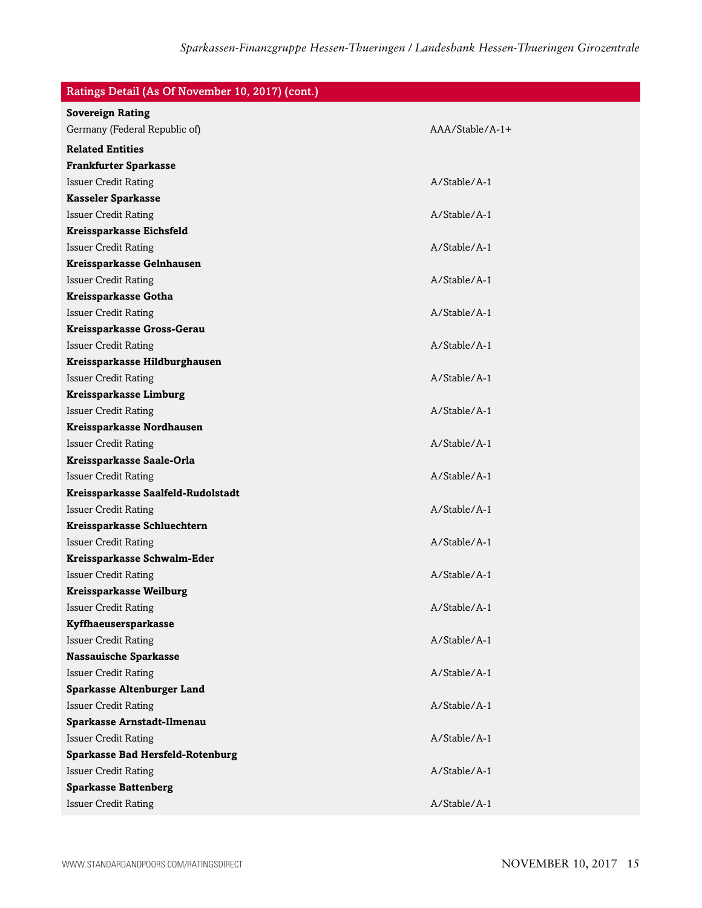| Ratings Detail (As Of November 10, 2017) (cont.) | |
|---|---|
| **Sovereign Rating** | |
| Germany (Federal Republic of) | AAA/Stable/A-1+ |
| **Related Entities** | |
| **Frankfurter Sparkasse** | |
| Issuer Credit Rating | A/Stable/A-1 |
| **Kasseler Sparkasse** | |
| Issuer Credit Rating | A/Stable/A-1 |
| **Kreissparkasse Eichsfeld** | |
| Issuer Credit Rating | A/Stable/A-1 |
| **Kreissparkasse Gelnhausen** | |
| Issuer Credit Rating | A/Stable/A-1 |
| **Kreissparkasse Gotha** | |
| Issuer Credit Rating | A/Stable/A-1 |
| **Kreissparkasse Gross-Gerau** | |
| Issuer Credit Rating | A/Stable/A-1 |
| **Kreissparkasse Hildburghausen** | |
| Issuer Credit Rating | A/Stable/A-1 |
| **Kreissparkasse Limburg** | |
| Issuer Credit Rating | A/Stable/A-1 |
| **Kreissparkasse Nordhausen** | |
| Issuer Credit Rating | A/Stable/A-1 |
| **Kreissparkasse Saale-Orla** | |
| Issuer Credit Rating | A/Stable/A-1 |
| **Kreissparkasse Saalfeld-Rudolstadt** | |
| Issuer Credit Rating | A/Stable/A-1 |
| **Kreissparkasse Schluechtern** | |
| Issuer Credit Rating | A/Stable/A-1 |
| **Kreissparkasse Schwalm-Eder** | |
| Issuer Credit Rating | A/Stable/A-1 |
| **Kreissparkasse Weilburg** | |
| Issuer Credit Rating | A/Stable/A-1 |
| **Kyffhaeusersparkasse** | |
| Issuer Credit Rating | A/Stable/A-1 |
| **Nassauische Sparkasse** | |
| Issuer Credit Rating | A/Stable/A-1 |
| **Sparkasse Altenburger Land** | |
| Issuer Credit Rating | A/Stable/A-1 |
| **Sparkasse Arnstadt-Ilmenau** | |
| Issuer Credit Rating | A/Stable/A-1 |
| **Sparkasse Bad Hersfeld-Rotenburg** | |
| Issuer Credit Rating | A/Stable/A-1 |
| **Sparkasse Battenberg** | |
| Issuer Credit Rating | A/Stable/A-1 |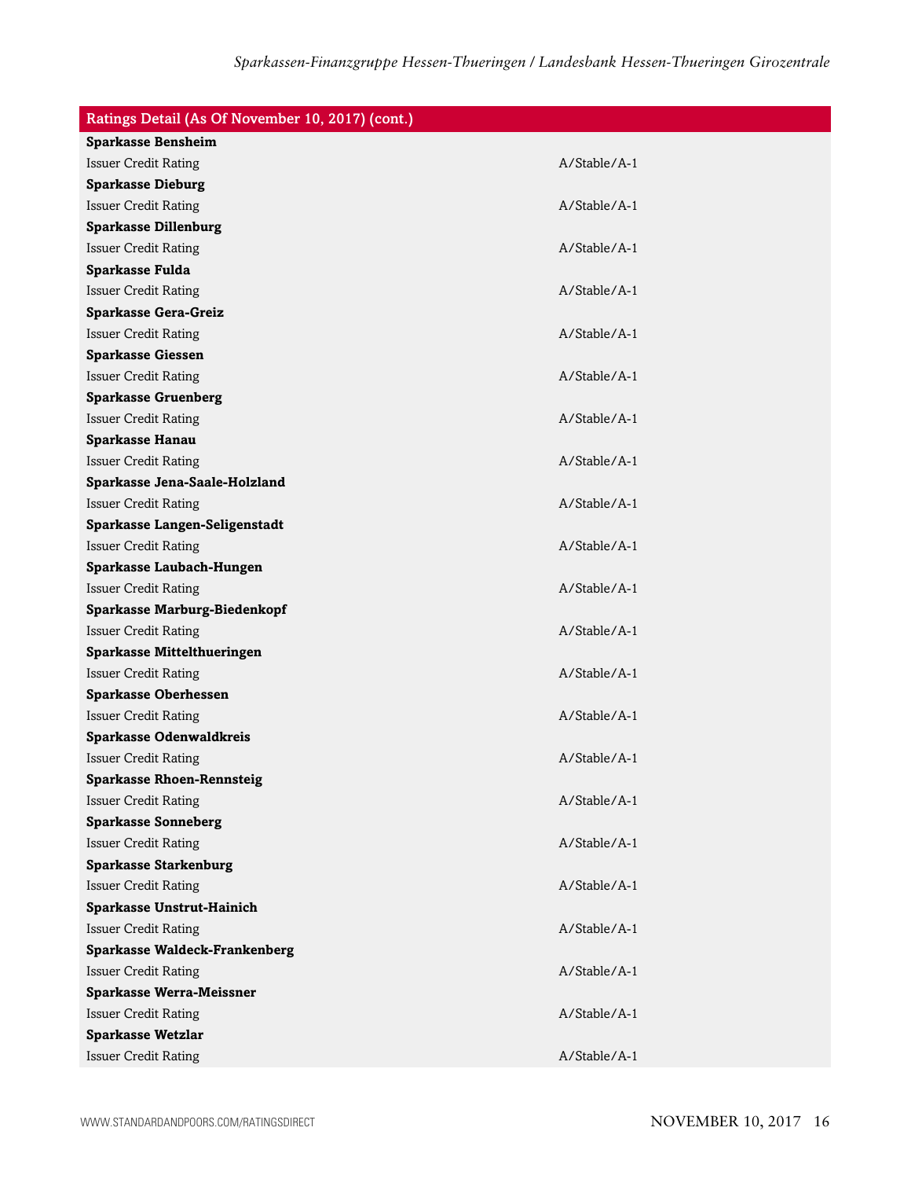| Ratings Detail (As Of November 10, 2017) (cont.) | |
|---|---|
| **Sparkasse Bensheim** | |
| Issuer Credit Rating | A/Stable/A-1 |
| **Sparkasse Dieburg** | |
| Issuer Credit Rating | A/Stable/A-1 |
| **Sparkasse Dillenburg** | |
| Issuer Credit Rating | A/Stable/A-1 |
| **Sparkasse Fulda** | |
| Issuer Credit Rating | A/Stable/A-1 |
| **Sparkasse Gera-Greiz** | |
| Issuer Credit Rating | A/Stable/A-1 |
| **Sparkasse Giessen** | |
| Issuer Credit Rating | A/Stable/A-1 |
| **Sparkasse Gruenberg** | |
| Issuer Credit Rating | A/Stable/A-1 |
| **Sparkasse Hanau** | |
| Issuer Credit Rating | A/Stable/A-1 |
| **Sparkasse Jena-Saale-Holzland** | |
| Issuer Credit Rating | A/Stable/A-1 |
| **Sparkasse Langen-Seligenstadt** | |
| Issuer Credit Rating | A/Stable/A-1 |
| **Sparkasse Laubach-Hungen** | |
| Issuer Credit Rating | A/Stable/A-1 |
| **Sparkasse Marburg-Biedenkopf** | |
| Issuer Credit Rating | A/Stable/A-1 |
| **Sparkasse Mittelthueringen** | |
| Issuer Credit Rating | A/Stable/A-1 |
| **Sparkasse Oberhessen** | |
| Issuer Credit Rating | A/Stable/A-1 |
| **Sparkasse Odenwaldkreis** | |
| Issuer Credit Rating | A/Stable/A-1 |
| **Sparkasse Rhoen-Rennsteig** | |
| Issuer Credit Rating | A/Stable/A-1 |
| **Sparkasse Sonneberg** | |
| Issuer Credit Rating | A/Stable/A-1 |
| **Sparkasse Starkenburg** | |
| Issuer Credit Rating | A/Stable/A-1 |
| **Sparkasse Unstrut-Hainich** | |
| Issuer Credit Rating | A/Stable/A-1 |
| **Sparkasse Waldeck-Frankenberg** | |
| Issuer Credit Rating | A/Stable/A-1 |
| **Sparkasse Werra-Meissner** | |
| Issuer Credit Rating | A/Stable/A-1 |
| **Sparkasse Wetzlar** | |
| Issuer Credit Rating | A/Stable/A-1 |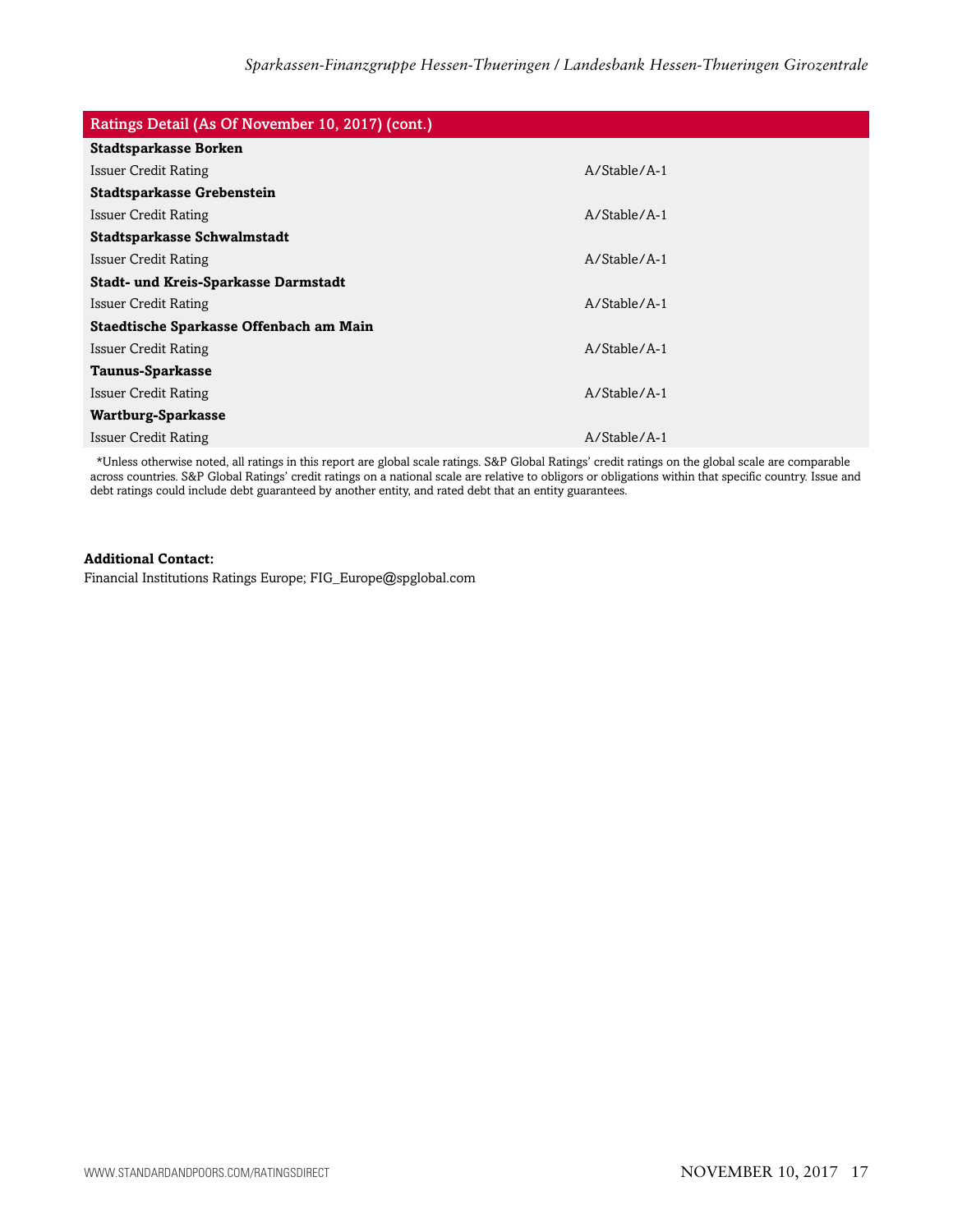| Ratings Detail (As Of November 10, 2017) (cont.) | |
|---|---|
| **Stadtsparkasse Borken** | |
| Issuer Credit Rating | A/Stable/A-1 |
| **Stadtsparkasse Grebenstein** | |
| Issuer Credit Rating | A/Stable/A-1 |
| **Stadtsparkasse Schwalmstadt** | |
| Issuer Credit Rating | A/Stable/A-1 |
| **Stadt- und Kreis-Sparkasse Darmstadt** | |
| Issuer Credit Rating | A/Stable/A-1 |
| **Staedtische Sparkasse Offenbach am Main** | |
| Issuer Credit Rating | A/Stable/A-1 |
| **Taunus-Sparkasse** | |
| Issuer Credit Rating | A/Stable/A-1 |
| **Wartburg-Sparkasse** | |
| Issuer Credit Rating | A/Stable/A-1 |

*Unless otherwise noted, all ratings in this report are global scale ratings. S&P Global Ratings' credit ratings on the global scale are comparable across countries. S&P Global Ratings' credit ratings on a national scale are relative to obligors or obligations within that specific country. Issue and debt ratings could include debt guaranteed by another entity, and rated debt that an entity guarantees.

**Additional Contact:**
Financial Institutions Ratings Europe; FIG_Europe@spglobal.com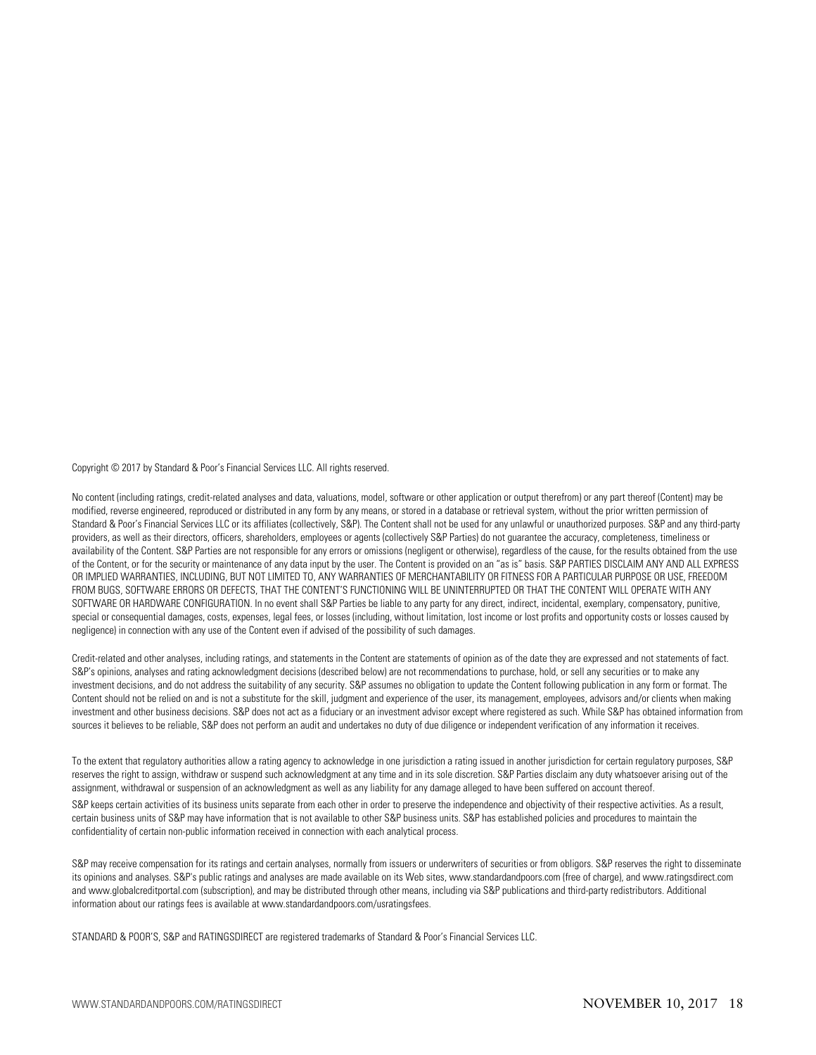Copyright © 2017 by Standard & Poor's Financial Services LLC. All rights reserved.

No content (including ratings, credit-related analyses and data, valuations, model, software or other application or output therefrom) or any part thereof (Content) may be modified, reverse engineered, reproduced or distributed in any form by any means, or stored in a database or retrieval system, without the prior written permission of Standard & Poor's Financial Services LLC or its affiliates (collectively, S&P). The Content shall not be used for any unlawful or unauthorized purposes. S&P and any third-party providers, as well as their directors, officers, shareholders, employees or agents (collectively S&P Parties) do not guarantee the accuracy, completeness, timeliness or availability of the Content. S&P Parties are not responsible for any errors or omissions (negligent or otherwise), regardless of the cause, for the results obtained from the use of the Content, or for the security or maintenance of any data input by the user. The Content is provided on an "as is" basis. S&P PARTIES DISCLAIM ANY AND ALL EXPRESS OR IMPLIED WARRANTIES, INCLUDING, BUT NOT LIMITED TO, ANY WARRANTIES OF MERCHANTABILITY OR FITNESS FOR A PARTICULAR PURPOSE OR USE, FREEDOM FROM BUGS, SOFTWARE ERRORS OR DEFECTS, THAT THE CONTENT'S FUNCTIONING WILL BE UNINTERRUPTED OR THAT THE CONTENT WILL OPERATE WITH ANY SOFTWARE OR HARDWARE CONFIGURATION. In no event shall S&P Parties be liable to any party for any direct, indirect, incidental, exemplary, compensatory, punitive, special or consequential damages, costs, expenses, legal fees, or losses (including, without limitation, lost income or lost profits and opportunity costs or losses caused by negligence) in connection with any use of the Content even if advised of the possibility of such damages.

Credit-related and other analyses, including ratings, and statements in the Content are statements of opinion as of the date they are expressed and not statements of fact. S&P's opinions, analyses and rating acknowledgment decisions (described below) are not recommendations to purchase, hold, or sell any securities or to make any investment decisions, and do not address the suitability of any security. S&P assumes no obligation to update the Content following publication in any form or format. The Content should not be relied on and is not a substitute for the skill, judgment and experience of the user, its management, employees, advisors and/or clients when making investment and other business decisions. S&P does not act as a fiduciary or an investment advisor except where registered as such. While S&P has obtained information from sources it believes to be reliable, S&P does not perform an audit and undertakes no duty of due diligence or independent verification of any information it receives.

To the extent that regulatory authorities allow a rating agency to acknowledge in one jurisdiction a rating issued in another jurisdiction for certain regulatory purposes, S&P reserves the right to assign, withdraw or suspend such acknowledgment at any time and in its sole discretion. S&P Parties disclaim any duty whatsoever arising out of the assignment, withdrawal or suspension of an acknowledgment as well as any liability for any damage alleged to have been suffered on account thereof.

S&P keeps certain activities of its business units separate from each other in order to preserve the independence and objectivity of their respective activities. As a result, certain business units of S&P may have information that is not available to other S&P business units. S&P has established policies and procedures to maintain the confidentiality of certain non-public information received in connection with each analytical process.

S&P may receive compensation for its ratings and certain analyses, normally from issuers or underwriters of securities or from obligors. S&P reserves the right to disseminate its opinions and analyses. S&P's public ratings and analyses are made available on its Web sites, www.standardandpoors.com (free of charge), and www.ratingsdirect.com and www.globalcreditportal.com (subscription), and may be distributed through other means, including via S&P publications and third-party redistributors. Additional information about our ratings fees is available at www.standardandpoors.com/usratingsfees.

STANDARD & POOR'S, S&P and RATINGSDIRECT are registered trademarks of Standard & Poor's Financial Services LLC.